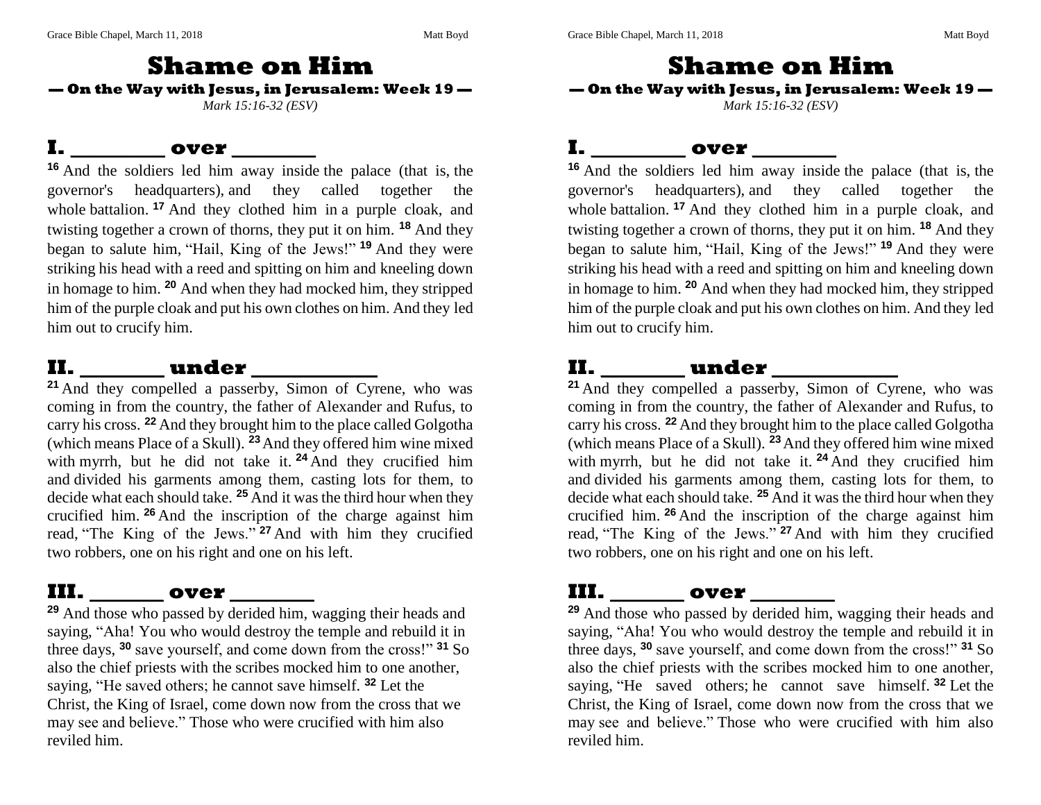# Shame on Him

**— On the Way with Jesus, in Jerusalem: Week 19 —**

*Mark 15:16-32 (ESV)*

## I. __________ over _________

**16** And the soldiers led him away inside the palace (that is, the governor's headquarters), and they called together the whole battalion. **17** And they clothed him in a purple cloak, and twisting together a crown of thorns, they put it on him. **18** And they began to salute him, "Hail, King of the Jews!" **19** And they were striking his head with a reed and spitting on him and kneeling down in homage to him. **20** And when they had mocked him, they stripped him of the purple cloak and put his own clothes on him. And they led him out to crucify him.

## II. _________ under _____________

**21** And they compelled a passerby, Simon of Cyrene, who was coming in from the country, the father of Alexander and Rufus, to carry his cross. **22** And they brought him to the place called Golgotha (which means Place of a Skull). **23** And they offered him wine mixed with myrrh, but he did not take it. **24** And they crucified him and divided his garments among them, casting lots for them, to decide what each should take. **25** And it was the third hour when they crucified him. **26** And the inscription of the charge against him read, "The King of the Jews." **27** And with him they crucified two robbers, one on his right and one on his left.

## III. ________ over _________

**29** And those who passed by derided him, wagging their heads and saying, "Aha! You who would destroy the temple and rebuild it in three days, **30** save yourself, and come down from the cross!" **31** So also the chief priests with the scribes mocked him to one another, saying, "He saved others; he cannot save himself. **32** Let the Christ, the King of Israel, come down now from the cross that we may see and believe." Those who were crucified with him also reviled him.

# Shame on Him

**— On the Way with Jesus, in Jerusalem: Week 19 —**

*Mark 15:16-32 (ESV)*

## I. __________ over _________

**16** And the soldiers led him away inside the palace (that is, the governor's headquarters), and they called together the whole battalion. **17** And they clothed him in a purple cloak, and twisting together a crown of thorns, they put it on him. **18** And they began to salute him, "Hail, King of the Jews!" **19** And they were striking his head with a reed and spitting on him and kneeling down in homage to him. **20** And when they had mocked him, they stripped him of the purple cloak and put his own clothes on him. And they led him out to crucify him.

## II. _________ under _____________

**21** And they compelled a passerby, Simon of Cyrene, who was coming in from the country, the father of Alexander and Rufus, to carry his cross. **22** And they brought him to the place called Golgotha (which means Place of a Skull). **23** And they offered him wine mixed with myrrh, but he did not take it. **24** And they crucified him and divided his garments among them, casting lots for them, to decide what each should take. **25** And it was the third hour when they crucified him. **26** And the inscription of the charge against him read, "The King of the Jews." **27** And with him they crucified two robbers, one on his right and one on his left.

## III. ________ over _________

**29** And those who passed by derided him, wagging their heads and saying, "Aha! You who would destroy the temple and rebuild it in three days, **30** save yourself, and come down from the cross!" **31** So also the chief priests with the scribes mocked him to one another, saying, "He saved others; he cannot save himself. **32** Let the Christ, the King of Israel, come down now from the cross that we may see and believe." Those who were crucified with him also reviled him.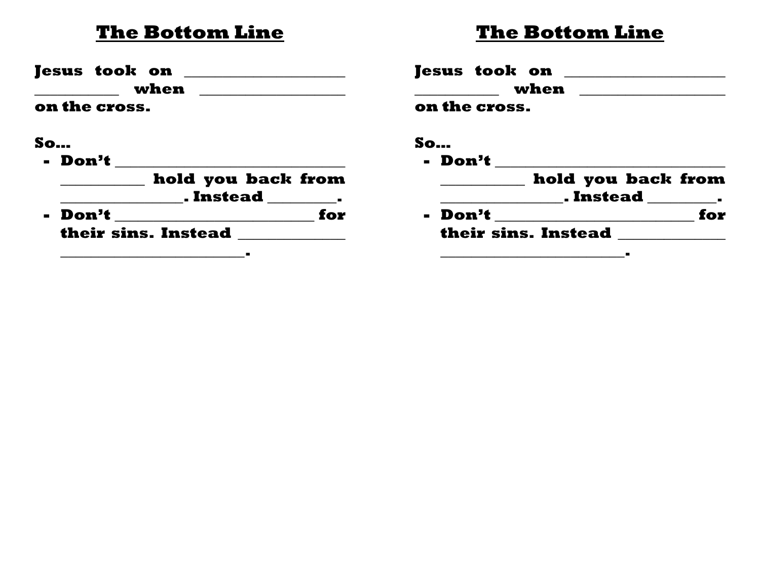## The Bottom Line

Jesus took on \_\_\_\_\_\_\_\_\_\_\_\_\_\_\_\_\_\_\_\_\_ \_\_\_\_\_\_\_\_\_\_\_ when \_\_\_\_\_\_\_\_\_\_\_\_\_\_\_\_\_\_\_ on the cross.

So…

- Don't \_\_\_\_\_\_\_\_\_\_\_\_\_\_\_\_\_\_\_\_\_\_\_\_\_\_\_\_\_\_ \_\_\_\_\_\_\_\_\_\_\_ hold you back from \_\_\_\_\_\_\_\_\_\_\_\_\_\_\_\_. Instead \_\_\_\_\_\_\_\_\_.
- Don't \_\_\_\_\_\_\_\_\_\_\_\_\_\_\_\_\_\_\_\_\_\_\_\_\_\_ for their sins. Instead \_\_\_\_\_\_\_\_\_\_\_\_\_\_ \_\_\_\_\_\_\_\_\_\_\_\_\_\_\_\_\_\_\_\_\_\_\_\_.

## The Bottom Line

Jesus took on \_\_\_\_\_\_\_\_\_\_\_\_\_\_\_\_\_\_\_\_\_ \_\_\_\_\_\_\_\_\_\_\_ when \_\_\_\_\_\_\_\_\_\_\_\_\_\_\_\_\_\_\_ on the cross.

So…

- Don't \_\_\_\_\_\_\_\_\_\_\_\_\_\_\_\_\_\_\_\_\_\_\_\_\_\_\_\_\_\_ \_\_\_\_\_\_\_\_\_\_\_ hold you back from \_\_\_\_\_\_\_\_\_\_\_\_\_\_\_\_. Instead \_\_\_\_\_\_\_\_\_.
- Don't \_\_\_\_\_\_\_\_\_\_\_\_\_\_\_\_\_\_\_\_\_\_\_\_\_\_ for their sins. Instead \_\_\_\_\_\_\_\_\_\_\_\_\_\_ \_\_\_\_\_\_\_\_\_\_\_\_\_\_\_\_\_\_\_\_\_\_\_\_.